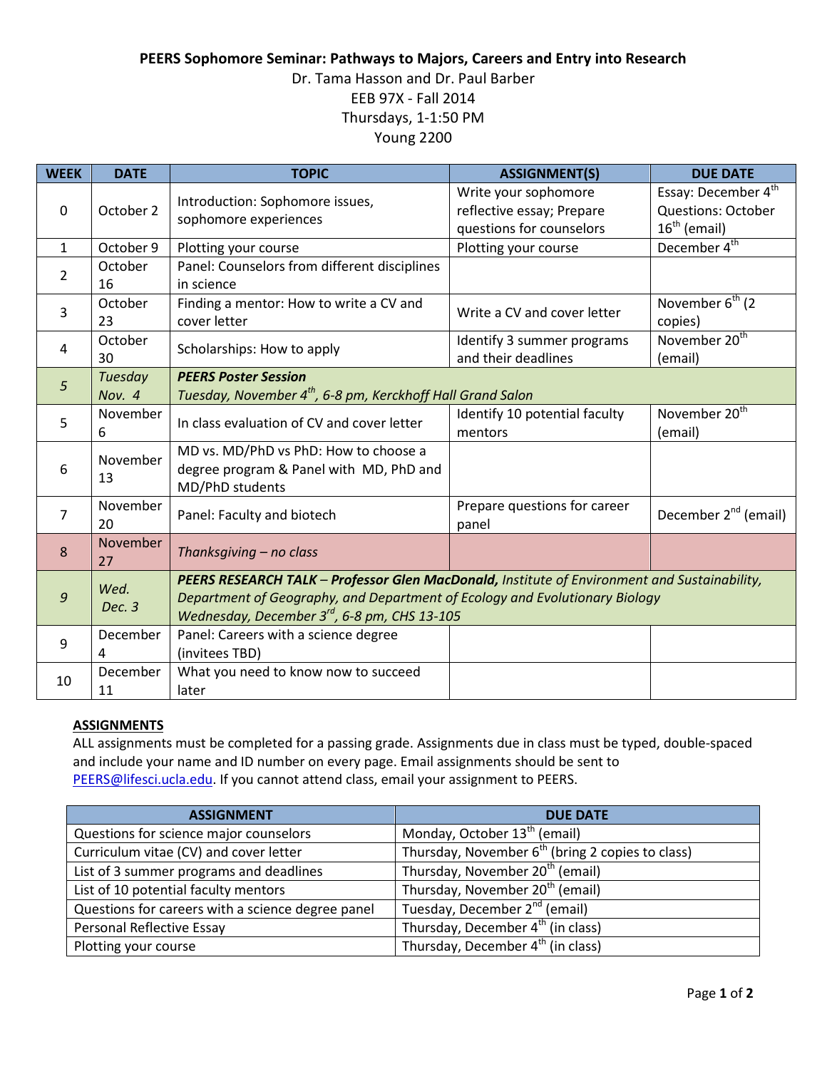**PEERS Sophomore Seminar: Pathways to Majors, Careers and Entry into Research**

Dr. Tama Hasson and Dr. Paul Barber

EEB 97X - Fall 2014

Thursdays, 1-1:50 PM

Young 2200

| WEEK | DATE | TOPIC | ASSIGNMENT(S) | DUE DATE |
|---|---|---|---|---|
| 0 | October 2 | Introduction: Sophomore issues, sophomore experiences | Write your sophomore reflective essay; Prepare questions for counselors | Essay: December 4th Questions: October 16th (email) |
| 1 | October 9 | Plotting your course | Plotting your course | December 4th |
| 2 | October 16 | Panel: Counselors from different disciplines in science | | |
| 3 | October 23 | Finding a mentor: How to write a CV and cover letter | Write a CV and cover letter | November 6th (2 copies) |
| 4 | October 30 | Scholarships: How to apply | Identify 3 summer programs and their deadlines | November 20th (email) |
| *5* | *Tuesday Nov. 4* | ***PEERS Poster Session*** *Tuesday, November 4th, 6-8 pm, Kerckhoff Hall Grand Salon* | | |
| 5 | November 6 | In class evaluation of CV and cover letter | Identify 10 potential faculty mentors | November 20th (email) |
| 6 | November 13 | MD vs. MD/PhD vs PhD: How to choose a degree program & Panel with MD, PhD and MD/PhD students | | |
| 7 | November 20 | Panel: Faculty and biotech | Prepare questions for career panel | December 2nd (email) |
| 8 | November 27 | *Thanksgiving – no class* | | |
| *9* | *Wed. Dec. 3* | ***PEERS RESEARCH TALK** – **Professor Glen MacDonald,** Institute of Environment and Sustainability, Department of Geography, and Department of Ecology and Evolutionary Biology Wednesday, December 3rd, 6-8 pm, CHS 13-105* | | |
| 9 | December 4 | Panel: Careers with a science degree (invitees TBD) | | |
| 10 | December 11 | What you need to know now to succeed later | | |

**ASSIGNMENTS**

ALL assignments must be completed for a passing grade. Assignments due in class must be typed, double-spaced and include your name and ID number on every page. Email assignments should be sent to PEERS@lifesci.ucla.edu. If you cannot attend class, email your assignment to PEERS.

| ASSIGNMENT | DUE DATE |
|---|---|
| Questions for science major counselors | Monday, October 13th (email) |
| Curriculum vitae (CV) and cover letter | Thursday, November 6th (bring 2 copies to class) |
| List of 3 summer programs and deadlines | Thursday, November 20th (email) |
| List of 10 potential faculty mentors | Thursday, November 20th (email) |
| Questions for careers with a science degree panel | Tuesday, December 2nd (email) |
| Personal Reflective Essay | Thursday, December 4th (in class) |
| Plotting your course | Thursday, December 4th (in class) |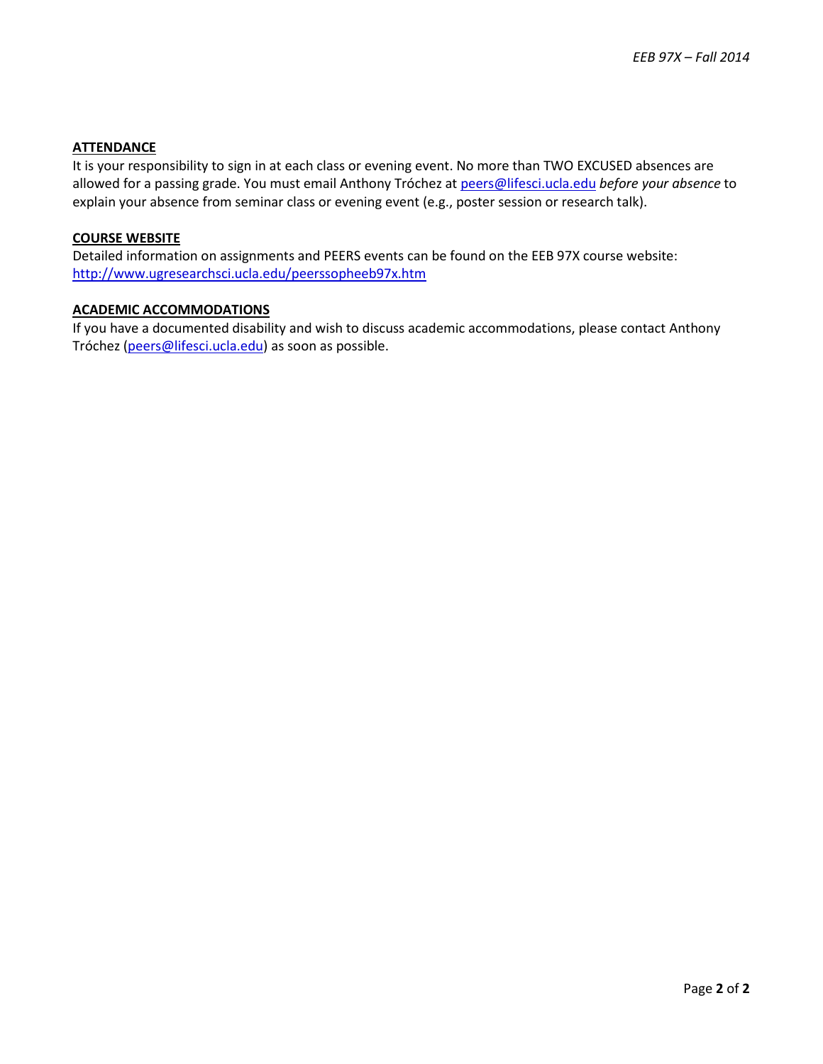## ATTENDANCE

It is your responsibility to sign in at each class or evening event. No more than TWO EXCUSED absences are allowed for a passing grade. You must email Anthony Tróchez at peers@lifesci.ucla.edu *before your absence* to explain your absence from seminar class or evening event (e.g., poster session or research talk).

## COURSE WEBSITE

Detailed information on assignments and PEERS events can be found on the EEB 97X course website: http://www.ugresearchsci.ucla.edu/peerssopheeb97x.htm

## ACADEMIC ACCOMMODATIONS

If you have a documented disability and wish to discuss academic accommodations, please contact Anthony Tróchez (peers@lifesci.ucla.edu) as soon as possible.